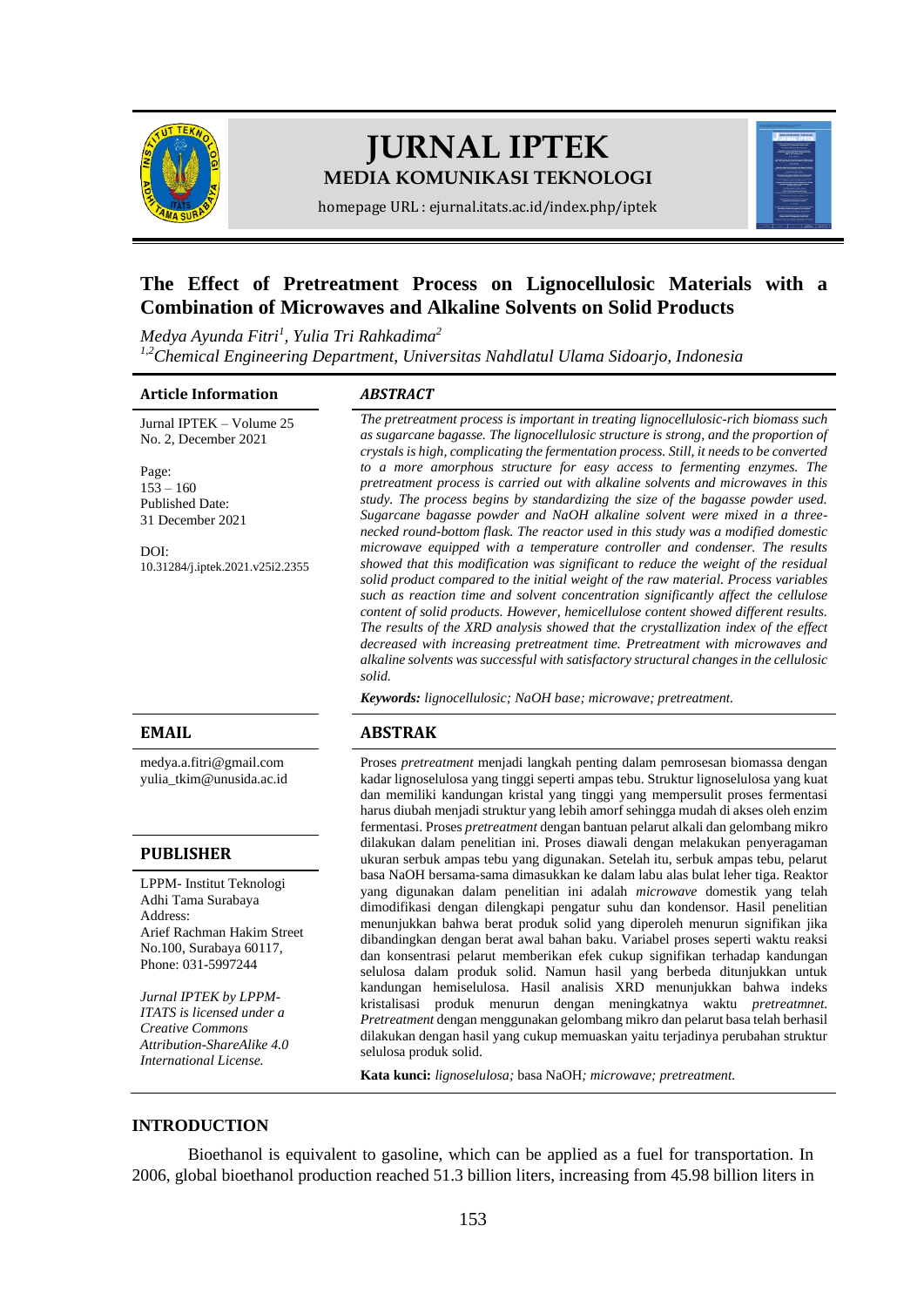# JURNAL IPTEK

**MEDIA KOMUNIKASI TEKNOLOGI**

homepage URL : ejurnal.itats.ac.id/index.php/iptek

## The Effect of Pretreatment Process on Lignocellulosic Materials with a Combination of Microwaves and Alkaline Solvents on Solid Products

*Medya Ayunda Fitri[1], Yulia Tri Rahkadima[2]*

*[1,2]Chemical Engineering Department, Universitas Nahdlatul Ulama Sidoarjo, Indonesia*

### Article Information

Jurnal IPTEK – Volume 25 No. 2, December 2021

Page:
153 – 160

Published Date:
31 December 2021

DOI:
10.31284/j.iptek.2021.v25i2.2355

### *ABSTRACT*

*The pretreatment process is important in treating lignocellulosic-rich biomass such as sugarcane bagasse. The lignocellulosic structure is strong, and the proportion of crystals is high, complicating the fermentation process. Still, it needs to be converted to a more amorphous structure for easy access to fermenting enzymes. The pretreatment process is carried out with alkaline solvents and microwaves in this study. The process begins by standardizing the size of the bagasse powder used. Sugarcane bagasse powder and NaOH alkaline solvent were mixed in a three-necked round-bottom flask. The reactor used in this study was a modified domestic microwave equipped with a temperature controller and condenser. The results showed that this modification was significant to reduce the weight of the residual solid product compared to the initial weight of the raw material. Process variables such as reaction time and solvent concentration significantly affect the cellulose content of solid products. However, hemicellulose content showed different results. The results of the XRD analysis showed that the crystallization index of the effect decreased with increasing pretreatment time. Pretreatment with microwaves and alkaline solvents was successful with satisfactory structural changes in the cellulosic solid.*

***Keywords:*** *lignocellulosic; NaOH base; microwave; pretreatment.*

### EMAIL

medya.a.fitri@gmail.com
yulia_tkim@unusida.ac.id

### PUBLISHER

LPPM- Institut Teknologi Adhi Tama Surabaya
Address:
Arief Rachman Hakim Street No.100, Surabaya 60117,
Phone: 031-5997244

*Jurnal IPTEK by LPPM-ITATS is licensed under a Creative Commons Attribution-ShareAlike 4.0 International License.*

### ABSTRAK

Proses *pretreatment* menjadi langkah penting dalam pemrosesan biomassa dengan kadar lignoselulosa yang tinggi seperti ampas tebu. Struktur lignoselulosa yang kuat dan memiliki kandungan kristal yang tinggi yang mempersulit proses fermentasi harus diubah menjadi struktur yang lebih amorf sehingga mudah di akses oleh enzim fermentasi. Proses *pretreatment* dengan bantuan pelarut alkali dan gelombang mikro dilakukan dalam penelitian ini. Proses diawali dengan melakukan penyeragaman ukuran serbuk ampas tebu yang digunakan. Setelah itu, serbuk ampas tebu, pelarut basa NaOH bersama-sama dimasukkan ke dalam labu alas bulat leher tiga. Reaktor yang digunakan dalam penelitian ini adalah *microwave* domestik yang telah dimodifikasi dengan dilengkapi pengatur suhu dan kondensor. Hasil penelitian menunjukkan bahwa berat produk solid yang diperoleh menurun signifikan jika dibandingkan dengan berat awal bahan baku. Variabel proses seperti waktu reaksi dan konsentrasi pelarut memberikan efek cukup signifikan terhadap kandungan selulosa dalam produk solid. Namun hasil yang berbeda ditunjukkan untuk kandungan hemiselulosa. Hasil analisis XRD menunjukkan bahwa indeks kristalisasi produk menurun dengan meningkatnya waktu *pretreatmnet. Pretreatment* dengan menggunakan gelombang mikro dan pelarut basa telah berhasil dilakukan dengan hasil yang cukup memuaskan yaitu terjadinya perubahan struktur selulosa produk solid.

**Kata kunci:** *lignoselulosa;* basa NaOH*; microwave; pretreatment.*

## INTRODUCTION

Bioethanol is equivalent to gasoline, which can be applied as a fuel for transportation. In 2006, global bioethanol production reached 51.3 billion liters, increasing from 45.98 billion liters in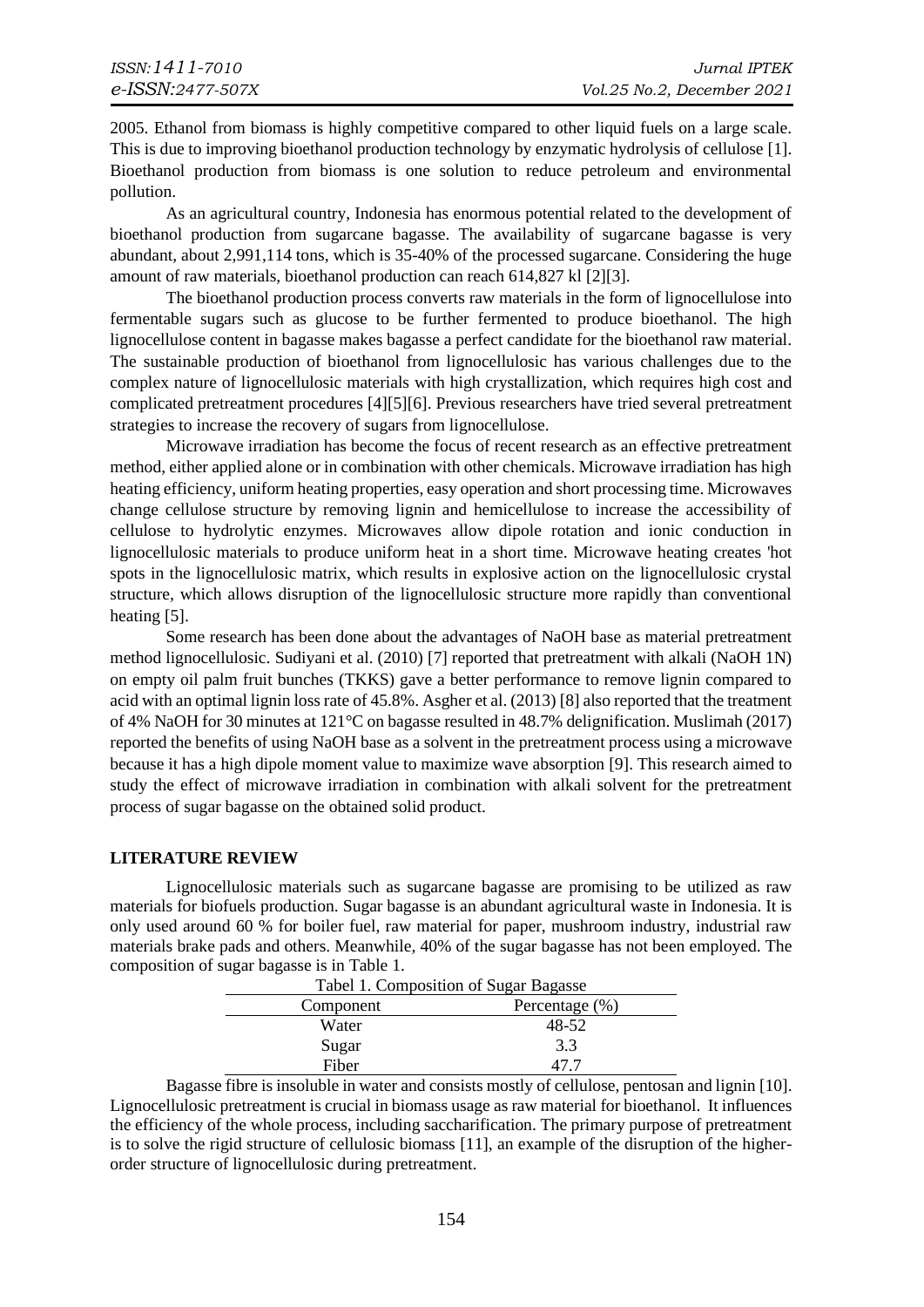2005. Ethanol from biomass is highly competitive compared to other liquid fuels on a large scale. This is due to improving bioethanol production technology by enzymatic hydrolysis of cellulose [1]. Bioethanol production from biomass is one solution to reduce petroleum and environmental pollution.

As an agricultural country, Indonesia has enormous potential related to the development of bioethanol production from sugarcane bagasse. The availability of sugarcane bagasse is very abundant, about 2,991,114 tons, which is 35-40% of the processed sugarcane. Considering the huge amount of raw materials, bioethanol production can reach 614,827 kl [2][3].

The bioethanol production process converts raw materials in the form of lignocellulose into fermentable sugars such as glucose to be further fermented to produce bioethanol. The high lignocellulose content in bagasse makes bagasse a perfect candidate for the bioethanol raw material. The sustainable production of bioethanol from lignocellulosic has various challenges due to the complex nature of lignocellulosic materials with high crystallization, which requires high cost and complicated pretreatment procedures [4][5][6]. Previous researchers have tried several pretreatment strategies to increase the recovery of sugars from lignocellulose.

Microwave irradiation has become the focus of recent research as an effective pretreatment method, either applied alone or in combination with other chemicals. Microwave irradiation has high heating efficiency, uniform heating properties, easy operation and short processing time. Microwaves change cellulose structure by removing lignin and hemicellulose to increase the accessibility of cellulose to hydrolytic enzymes. Microwaves allow dipole rotation and ionic conduction in lignocellulosic materials to produce uniform heat in a short time. Microwave heating creates 'hot spots in the lignocellulosic matrix, which results in explosive action on the lignocellulosic crystal structure, which allows disruption of the lignocellulosic structure more rapidly than conventional heating [5].

Some research has been done about the advantages of NaOH base as material pretreatment method lignocellulosic. Sudiyani et al. (2010) [7] reported that pretreatment with alkali (NaOH 1N) on empty oil palm fruit bunches (TKKS) gave a better performance to remove lignin compared to acid with an optimal lignin loss rate of 45.8%. Asgher et al. (2013) [8] also reported that the treatment of 4% NaOH for 30 minutes at 121°C on bagasse resulted in 48.7% delignification. Muslimah (2017) reported the benefits of using NaOH base as a solvent in the pretreatment process using a microwave because it has a high dipole moment value to maximize wave absorption [9]. This research aimed to study the effect of microwave irradiation in combination with alkali solvent for the pretreatment process of sugar bagasse on the obtained solid product.

## LITERATURE REVIEW

Lignocellulosic materials such as sugarcane bagasse are promising to be utilized as raw materials for biofuels production. Sugar bagasse is an abundant agricultural waste in Indonesia. It is only used around 60 % for boiler fuel, raw material for paper, mushroom industry, industrial raw materials brake pads and others. Meanwhile, 40% of the sugar bagasse has not been employed. The composition of sugar bagasse is in Table 1.

Tabel 1. Composition of Sugar Bagasse

| Component | Percentage (%) |
|---|---|
| Water | 48-52 |
| Sugar | 3.3 |
| Fiber | 47.7 |

Bagasse fibre is insoluble in water and consists mostly of cellulose, pentosan and lignin [10]. Lignocellulosic pretreatment is crucial in biomass usage as raw material for bioethanol. It influences the efficiency of the whole process, including saccharification. The primary purpose of pretreatment is to solve the rigid structure of cellulosic biomass [11], an example of the disruption of the higher-order structure of lignocellulosic during pretreatment.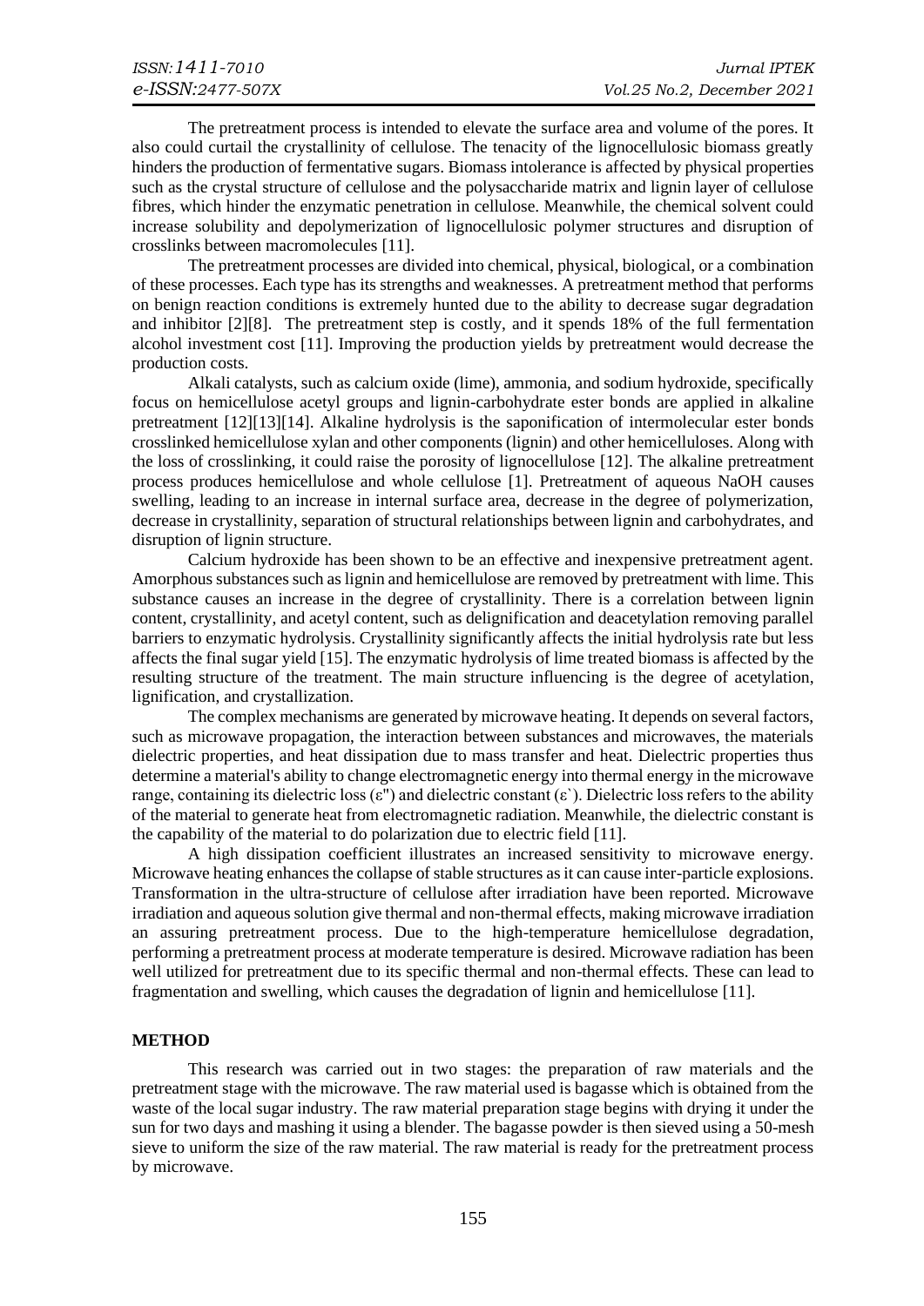The pretreatment process is intended to elevate the surface area and volume of the pores. It also could curtail the crystallinity of cellulose. The tenacity of the lignocellulosic biomass greatly hinders the production of fermentative sugars. Biomass intolerance is affected by physical properties such as the crystal structure of cellulose and the polysaccharide matrix and lignin layer of cellulose fibres, which hinder the enzymatic penetration in cellulose. Meanwhile, the chemical solvent could increase solubility and depolymerization of lignocellulosic polymer structures and disruption of crosslinks between macromolecules [11].

The pretreatment processes are divided into chemical, physical, biological, or a combination of these processes. Each type has its strengths and weaknesses. A pretreatment method that performs on benign reaction conditions is extremely hunted due to the ability to decrease sugar degradation and inhibitor [2][8]. The pretreatment step is costly, and it spends 18% of the full fermentation alcohol investment cost [11]. Improving the production yields by pretreatment would decrease the production costs.

Alkali catalysts, such as calcium oxide (lime), ammonia, and sodium hydroxide, specifically focus on hemicellulose acetyl groups and lignin-carbohydrate ester bonds are applied in alkaline pretreatment [12][13][14]. Alkaline hydrolysis is the saponification of intermolecular ester bonds crosslinked hemicellulose xylan and other components (lignin) and other hemicelluloses. Along with the loss of crosslinking, it could raise the porosity of lignocellulose [12]. The alkaline pretreatment process produces hemicellulose and whole cellulose [1]. Pretreatment of aqueous NaOH causes swelling, leading to an increase in internal surface area, decrease in the degree of polymerization, decrease in crystallinity, separation of structural relationships between lignin and carbohydrates, and disruption of lignin structure.

Calcium hydroxide has been shown to be an effective and inexpensive pretreatment agent. Amorphous substances such as lignin and hemicellulose are removed by pretreatment with lime. This substance causes an increase in the degree of crystallinity. There is a correlation between lignin content, crystallinity, and acetyl content, such as delignification and deacetylation removing parallel barriers to enzymatic hydrolysis. Crystallinity significantly affects the initial hydrolysis rate but less affects the final sugar yield [15]. The enzymatic hydrolysis of lime treated biomass is affected by the resulting structure of the treatment. The main structure influencing is the degree of acetylation, lignification, and crystallization.

The complex mechanisms are generated by microwave heating. It depends on several factors, such as microwave propagation, the interaction between substances and microwaves, the materials dielectric properties, and heat dissipation due to mass transfer and heat. Dielectric properties thus determine a material's ability to change electromagnetic energy into thermal energy in the microwave range, containing its dielectric loss ($\varepsilon''$) and dielectric constant ($\varepsilon'$). Dielectric loss refers to the ability of the material to generate heat from electromagnetic radiation. Meanwhile, the dielectric constant is the capability of the material to do polarization due to electric field [11].

A high dissipation coefficient illustrates an increased sensitivity to microwave energy. Microwave heating enhances the collapse of stable structures as it can cause inter-particle explosions. Transformation in the ultra-structure of cellulose after irradiation have been reported. Microwave irradiation and aqueous solution give thermal and non-thermal effects, making microwave irradiation an assuring pretreatment process. Due to the high-temperature hemicellulose degradation, performing a pretreatment process at moderate temperature is desired. Microwave radiation has been well utilized for pretreatment due to its specific thermal and non-thermal effects. These can lead to fragmentation and swelling, which causes the degradation of lignin and hemicellulose [11].

## METHOD

This research was carried out in two stages: the preparation of raw materials and the pretreatment stage with the microwave. The raw material used is bagasse which is obtained from the waste of the local sugar industry. The raw material preparation stage begins with drying it under the sun for two days and mashing it using a blender. The bagasse powder is then sieved using a 50-mesh sieve to uniform the size of the raw material. The raw material is ready for the pretreatment process by microwave.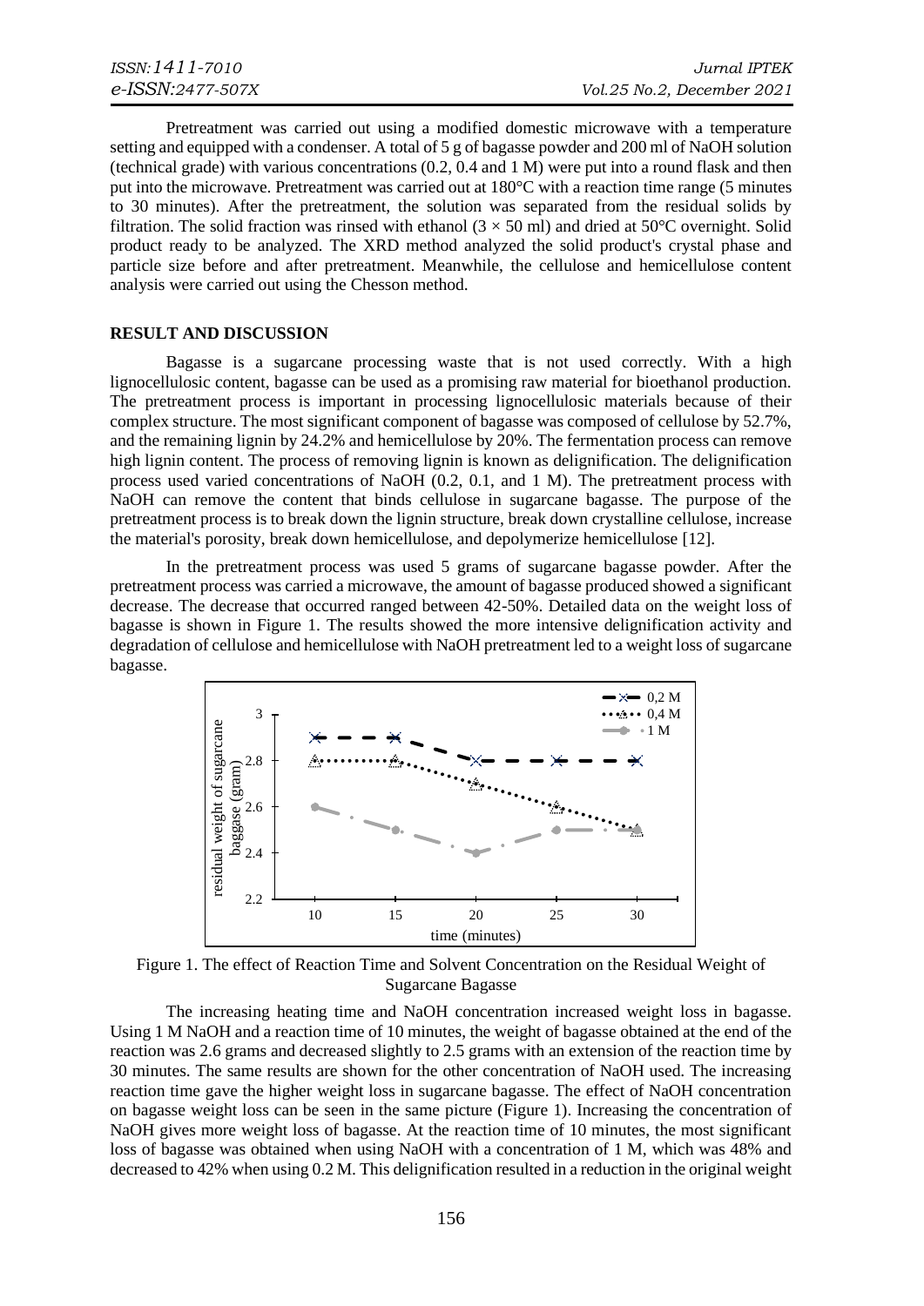Pretreatment was carried out using a modified domestic microwave with a temperature setting and equipped with a condenser. A total of 5 g of bagasse powder and 200 ml of NaOH solution (technical grade) with various concentrations (0.2, 0.4 and 1 M) were put into a round flask and then put into the microwave. Pretreatment was carried out at 180°C with a reaction time range (5 minutes to 30 minutes). After the pretreatment, the solution was separated from the residual solids by filtration. The solid fraction was rinsed with ethanol (3 × 50 ml) and dried at 50°C overnight. Solid product ready to be analyzed. The XRD method analyzed the solid product's crystal phase and particle size before and after pretreatment. Meanwhile, the cellulose and hemicellulose content analysis were carried out using the Chesson method.

## RESULT AND DISCUSSION

Bagasse is a sugarcane processing waste that is not used correctly. With a high lignocellulosic content, bagasse can be used as a promising raw material for bioethanol production. The pretreatment process is important in processing lignocellulosic materials because of their complex structure. The most significant component of bagasse was composed of cellulose by 52.7%, and the remaining lignin by 24.2% and hemicellulose by 20%. The fermentation process can remove high lignin content. The process of removing lignin is known as delignification. The delignification process used varied concentrations of NaOH (0.2, 0.1, and 1 M). The pretreatment process with NaOH can remove the content that binds cellulose in sugarcane bagasse. The purpose of the pretreatment process is to break down the lignin structure, break down crystalline cellulose, increase the material's porosity, break down hemicellulose, and depolymerize hemicellulose [12].

In the pretreatment process was used 5 grams of sugarcane bagasse powder. After the pretreatment process was carried a microwave, the amount of bagasse produced showed a significant decrease. The decrease that occurred ranged between 42-50%. Detailed data on the weight loss of bagasse is shown in Figure 1. The results showed the more intensive delignification activity and degradation of cellulose and hemicellulose with NaOH pretreatment led to a weight loss of sugarcane bagasse.

Figure 1. The effect of Reaction Time and Solvent Concentration on the Residual Weight of Sugarcane Bagasse

The increasing heating time and NaOH concentration increased weight loss in bagasse. Using 1 M NaOH and a reaction time of 10 minutes, the weight of bagasse obtained at the end of the reaction was 2.6 grams and decreased slightly to 2.5 grams with an extension of the reaction time by 30 minutes. The same results are shown for the other concentration of NaOH used. The increasing reaction time gave the higher weight loss in sugarcane bagasse. The effect of NaOH concentration on bagasse weight loss can be seen in the same picture (Figure 1). Increasing the concentration of NaOH gives more weight loss of bagasse. At the reaction time of 10 minutes, the most significant loss of bagasse was obtained when using NaOH with a concentration of 1 M, which was 48% and decreased to 42% when using 0.2 M. This delignification resulted in a reduction in the original weight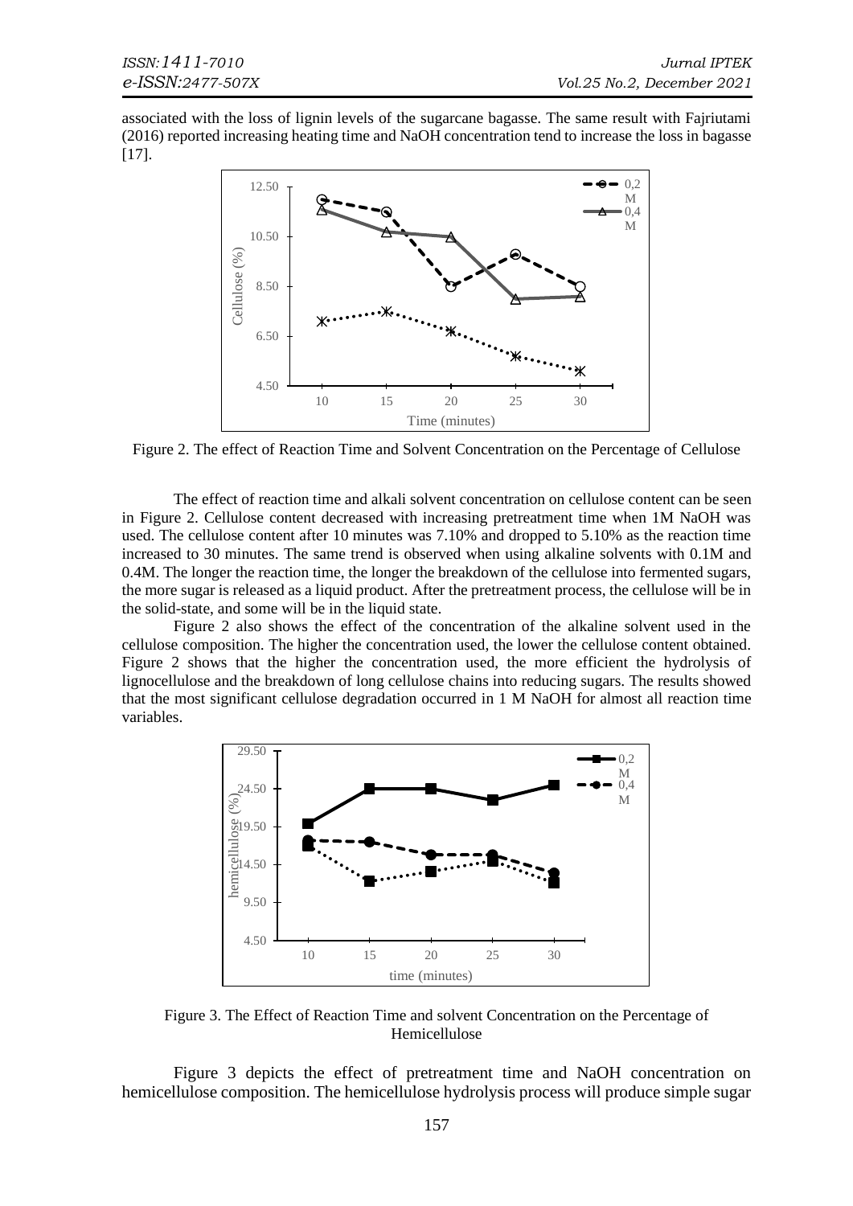associated with the loss of lignin levels of the sugarcane bagasse. The same result with Fajriutami (2016) reported increasing heating time and NaOH concentration tend to increase the loss in bagasse [17].

Figure 2. The effect of Reaction Time and Solvent Concentration on the Percentage of Cellulose

The effect of reaction time and alkali solvent concentration on cellulose content can be seen in Figure 2. Cellulose content decreased with increasing pretreatment time when 1M NaOH was used. The cellulose content after 10 minutes was 7.10% and dropped to 5.10% as the reaction time increased to 30 minutes. The same trend is observed when using alkaline solvents with 0.1M and 0.4M. The longer the reaction time, the longer the breakdown of the cellulose into fermented sugars, the more sugar is released as a liquid product. After the pretreatment process, the cellulose will be in the solid-state, and some will be in the liquid state.

Figure 2 also shows the effect of the concentration of the alkaline solvent used in the cellulose composition. The higher the concentration used, the lower the cellulose content obtained. Figure 2 shows that the higher the concentration used, the more efficient the hydrolysis of lignocellulose and the breakdown of long cellulose chains into reducing sugars. The results showed that the most significant cellulose degradation occurred in 1 M NaOH for almost all reaction time variables.

Figure 3. The Effect of Reaction Time and solvent Concentration on the Percentage of Hemicellulose

Figure 3 depicts the effect of pretreatment time and NaOH concentration on hemicellulose composition. The hemicellulose hydrolysis process will produce simple sugar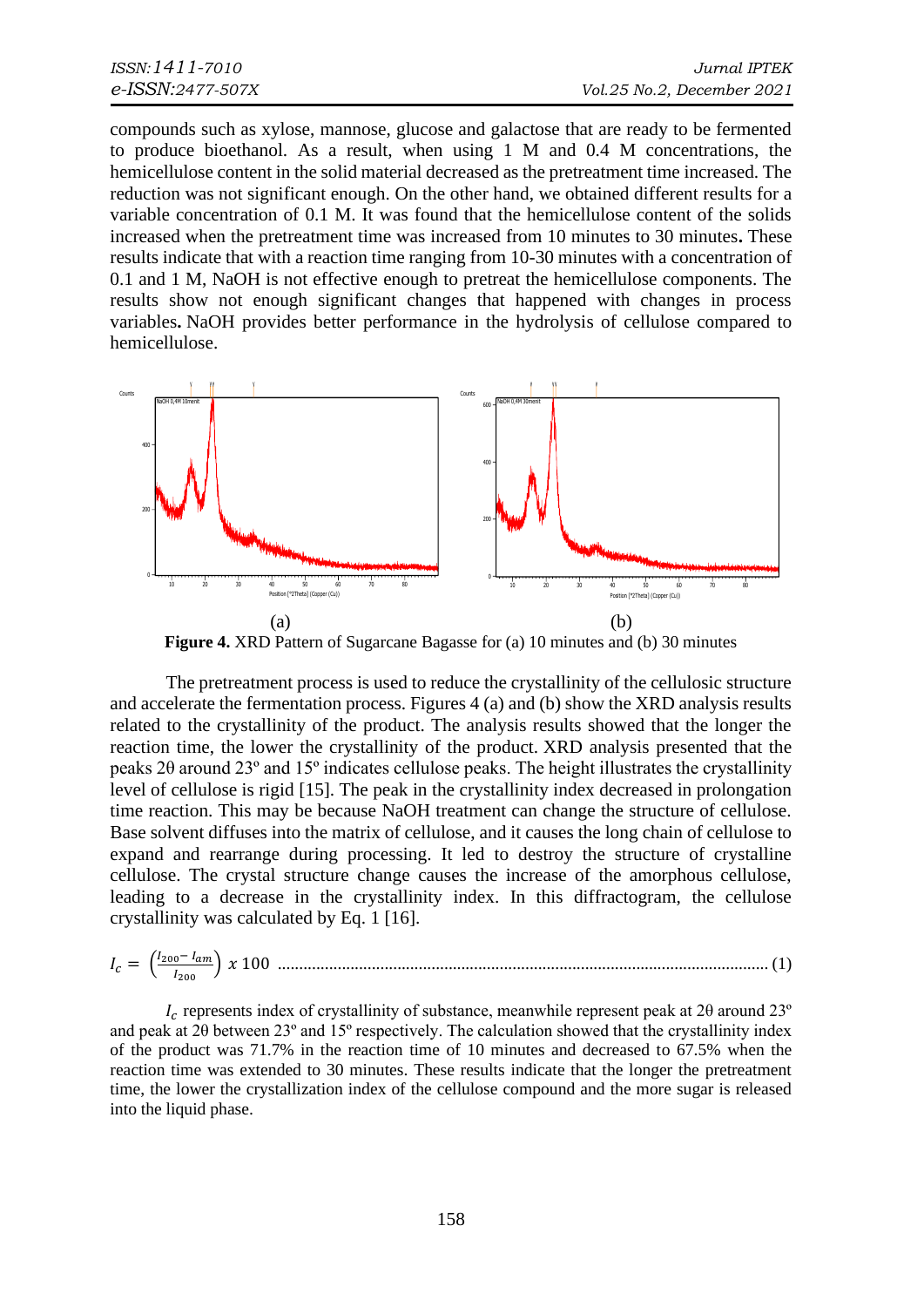compounds such as xylose, mannose, glucose and galactose that are ready to be fermented to produce bioethanol. As a result, when using 1 M and 0.4 M concentrations, the hemicellulose content in the solid material decreased as the pretreatment time increased. The reduction was not significant enough. On the other hand, we obtained different results for a variable concentration of 0.1 M. It was found that the hemicellulose content of the solids increased when the pretreatment time was increased from 10 minutes to 30 minutes**.** These results indicate that with a reaction time ranging from 10-30 minutes with a concentration of 0.1 and 1 M, NaOH is not effective enough to pretreat the hemicellulose components. The results show not enough significant changes that happened with changes in process variables**.** NaOH provides better performance in the hydrolysis of cellulose compared to hemicellulose.

(a) (b)

**Figure 4.** XRD Pattern of Sugarcane Bagasse for (a) 10 minutes and (b) 30 minutes

The pretreatment process is used to reduce the crystallinity of the cellulosic structure and accelerate the fermentation process. Figures 4 (a) and (b) show the XRD analysis results related to the crystallinity of the product. The analysis results showed that the longer the reaction time, the lower the crystallinity of the product. XRD analysis presented that the peaks 2θ around 23º and 15º indicates cellulose peaks. The height illustrates the crystallinity level of cellulose is rigid [15]. The peak in the crystallinity index decreased in prolongation time reaction. This may be because NaOH treatment can change the structure of cellulose. Base solvent diffuses into the matrix of cellulose, and it causes the long chain of cellulose to expand and rearrange during processing. It led to destroy the structure of crystalline cellulose. The crystal structure change causes the increase of the amorphous cellulose, leading to a decrease in the crystallinity index. In this diffractogram, the cellulose crystallinity was calculated by Eq. 1 [16].

$$I_c = \left(\frac{I_{200} - I_{am}}{I_{200}}\right) x\ 100 \quad \text{.......... (1)}$$

$I_c$ represents index of crystallinity of substance, meanwhile represent peak at 2θ around 23º and peak at 2θ between 23º and 15º respectively. The calculation showed that the crystallinity index of the product was 71.7% in the reaction time of 10 minutes and decreased to 67.5% when the reaction time was extended to 30 minutes. These results indicate that the longer the pretreatment time, the lower the crystallization index of the cellulose compound and the more sugar is released into the liquid phase.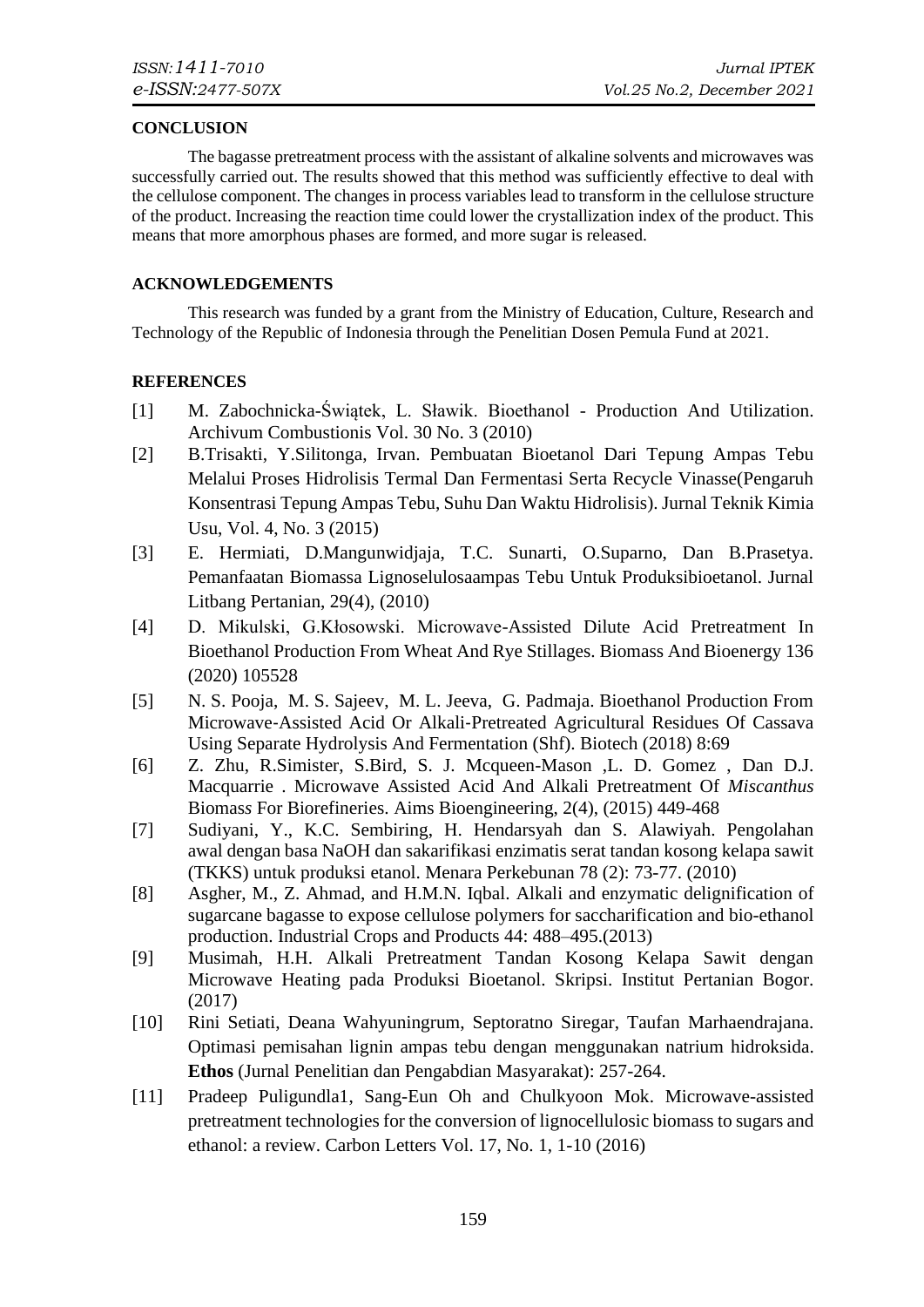## CONCLUSION

The bagasse pretreatment process with the assistant of alkaline solvents and microwaves was successfully carried out. The results showed that this method was sufficiently effective to deal with the cellulose component. The changes in process variables lead to transform in the cellulose structure of the product. Increasing the reaction time could lower the crystallization index of the product. This means that more amorphous phases are formed, and more sugar is released.

## ACKNOWLEDGEMENTS

This research was funded by a grant from the Ministry of Education, Culture, Research and Technology of the Republic of Indonesia through the Penelitian Dosen Pemula Fund at 2021.

## REFERENCES

[1] M. Zabochnicka-Świątek, L. Sławik. Bioethanol - Production And Utilization. Archivum Combustionis Vol. 30 No. 3 (2010)

[2] B.Trisakti, Y.Silitonga, Irvan. Pembuatan Bioetanol Dari Tepung Ampas Tebu Melalui Proses Hidrolisis Termal Dan Fermentasi Serta Recycle Vinasse(Pengaruh Konsentrasi Tepung Ampas Tebu, Suhu Dan Waktu Hidrolisis). Jurnal Teknik Kimia Usu, Vol. 4, No. 3 (2015)

[3] E. Hermiati, D.Mangunwidjaja, T.C. Sunarti, O.Suparno, Dan B.Prasetya. Pemanfaatan Biomassa Lignoselulosaampas Tebu Untuk Produksibioetanol. Jurnal Litbang Pertanian, 29(4), (2010)

[4] D. Mikulski, G.Kłosowski. Microwave-Assisted Dilute Acid Pretreatment In Bioethanol Production From Wheat And Rye Stillages. Biomass And Bioenergy 136 (2020) 105528

[5] N. S. Pooja, M. S. Sajeev, M. L. Jeeva, G. Padmaja. Bioethanol Production From Microwave-Assisted Acid Or Alkali-Pretreated Agricultural Residues Of Cassava Using Separate Hydrolysis And Fermentation (Shf). Biotech (2018) 8:69

[6] Z. Zhu, R.Simister, S.Bird, S. J. Mcqueen-Mason ,L. D. Gomez , Dan D.J. Macquarrie . Microwave Assisted Acid And Alkali Pretreatment Of *Miscanthus* Biomass For Biorefineries. Aims Bioengineering, 2(4), (2015) 449-468

[7] Sudiyani, Y., K.C. Sembiring, H. Hendarsyah dan S. Alawiyah. Pengolahan awal dengan basa NaOH dan sakarifikasi enzimatis serat tandan kosong kelapa sawit (TKKS) untuk produksi etanol. Menara Perkebunan 78 (2): 73-77. (2010)

[8] Asgher, M., Z. Ahmad, and H.M.N. Iqbal. Alkali and enzymatic delignification of sugarcane bagasse to expose cellulose polymers for saccharification and bio-ethanol production. Industrial Crops and Products 44: 488–495.(2013)

[9] Musimah, H.H. Alkali Pretreatment Tandan Kosong Kelapa Sawit dengan Microwave Heating pada Produksi Bioetanol. Skripsi. Institut Pertanian Bogor. (2017)

[10] Rini Setiati, Deana Wahyuningrum, Septoratno Siregar, Taufan Marhaendrajana. Optimasi pemisahan lignin ampas tebu dengan menggunakan natrium hidroksida. **Ethos** (Jurnal Penelitian dan Pengabdian Masyarakat): 257-264.

[11] Pradeep Puligundla1, Sang-Eun Oh and Chulkyoon Mok. Microwave-assisted pretreatment technologies for the conversion of lignocellulosic biomass to sugars and ethanol: a review. Carbon Letters Vol. 17, No. 1, 1-10 (2016)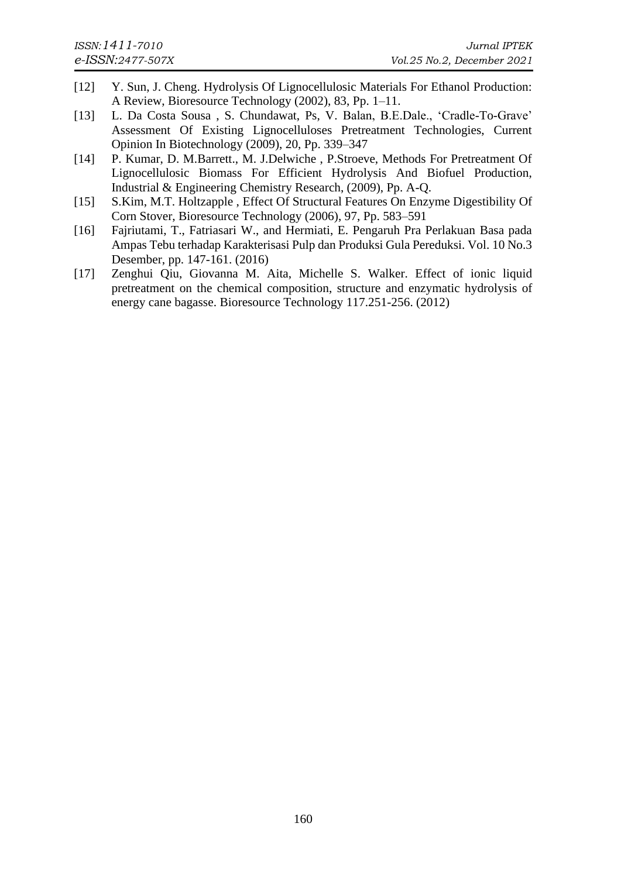[12] Y. Sun, J. Cheng. Hydrolysis Of Lignocellulosic Materials For Ethanol Production: A Review, Bioresource Technology (2002), 83, Pp. 1–11.

[13] L. Da Costa Sousa , S. Chundawat, Ps, V. Balan, B.E.Dale., 'Cradle-To-Grave' Assessment Of Existing Lignocelluloses Pretreatment Technologies, Current Opinion In Biotechnology (2009), 20, Pp. 339–347

[14] P. Kumar, D. M.Barrett., M. J.Delwiche , P.Stroeve, Methods For Pretreatment Of Lignocellulosic Biomass For Efficient Hydrolysis And Biofuel Production, Industrial & Engineering Chemistry Research, (2009), Pp. A-Q.

[15] S.Kim, M.T. Holtzapple , Effect Of Structural Features On Enzyme Digestibility Of Corn Stover, Bioresource Technology (2006), 97, Pp. 583–591

[16] Fajriutami, T., Fatriasari W., and Hermiati, E. Pengaruh Pra Perlakuan Basa pada Ampas Tebu terhadap Karakterisasi Pulp dan Produksi Gula Pereduksi. Vol. 10 No.3 Desember, pp. 147-161. (2016)

[17] Zenghui Qiu, Giovanna M. Aita, Michelle S. Walker. Effect of ionic liquid pretreatment on the chemical composition, structure and enzymatic hydrolysis of energy cane bagasse. Bioresource Technology 117.251-256. (2012)